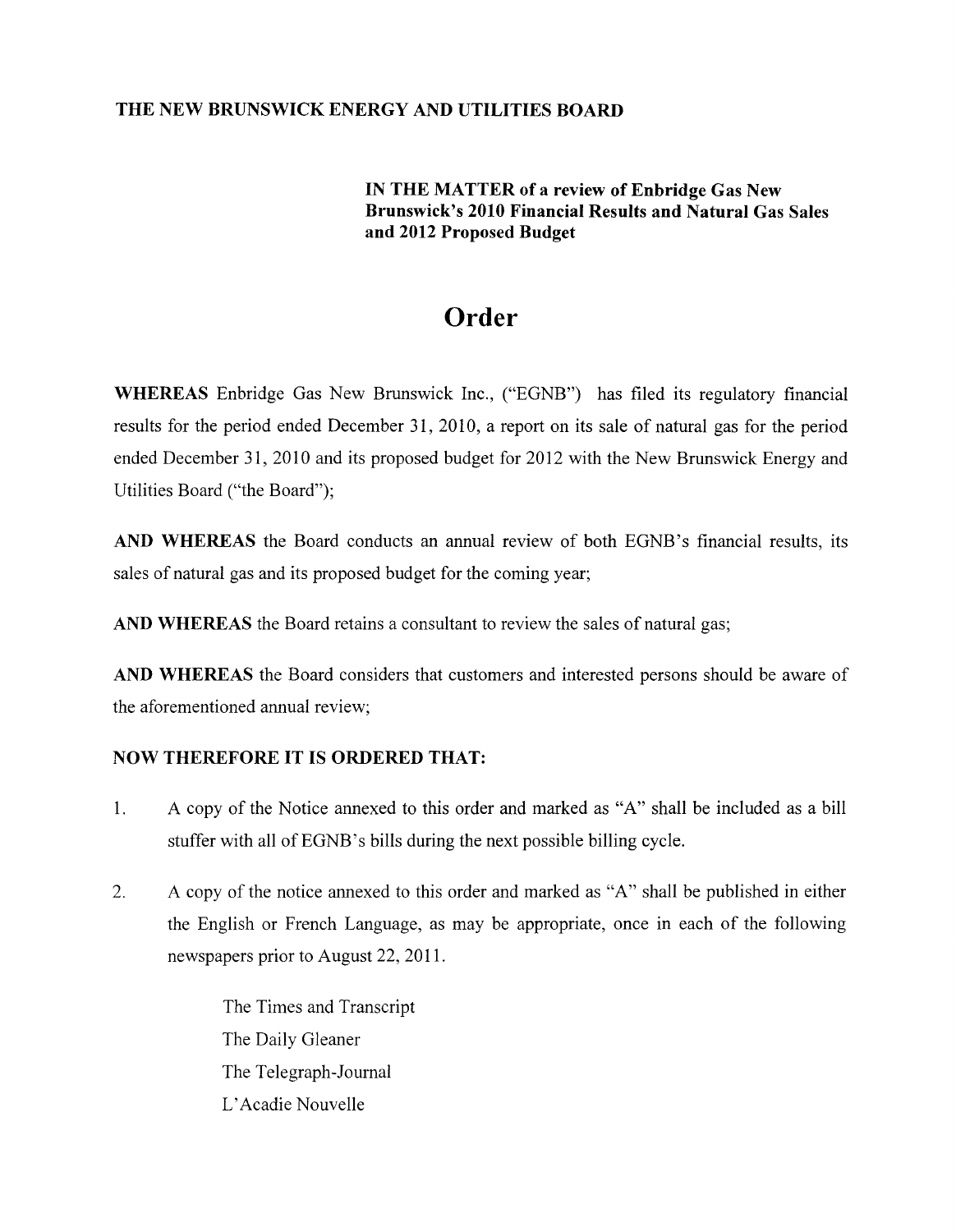**THE NEW BRUNSWICK ENERGY AND UTILITIES BOARD**

**IN THE MATTER of a review of Enbridge Gas New Brunswick's 2010 Financial Results and Natural Gas Sales and 2012 Proposed Budget**

# Order

**WHEREAS** Enbridge Gas New Brunswick Inc., ("EGNB") has filed its regulatory financial results for the period ended December 31, 2010, a report on its sale of natural gas for the period ended December 31, 2010 and its proposed budget for 2012 with the New Brunswick Energy and Utilities Board ("the Board");

**AND WHEREAS** the Board conducts an annual review of both EGNB's financial results, its sales of natural gas and its proposed budget for the coming year;

**AND WHEREAS** the Board retains a consultant to review the sales of natural gas;

**AND WHEREAS** the Board considers that customers and interested persons should be aware of the aforementioned annual review;

**NOW THEREFORE IT IS ORDERED THAT:**

1. A copy of the Notice annexed to this order and marked as "A" shall be included as a bill stuffer with all of EGNB's bills during the next possible billing cycle.

2. A copy of the notice annexed to this order and marked as "A" shall be published in either the English or French Language, as may be appropriate, once in each of the following newspapers prior to August 22, 2011.

   The Times and Transcript
   The Daily Gleaner
   The Telegraph-Journal
   L'Acadie Nouvelle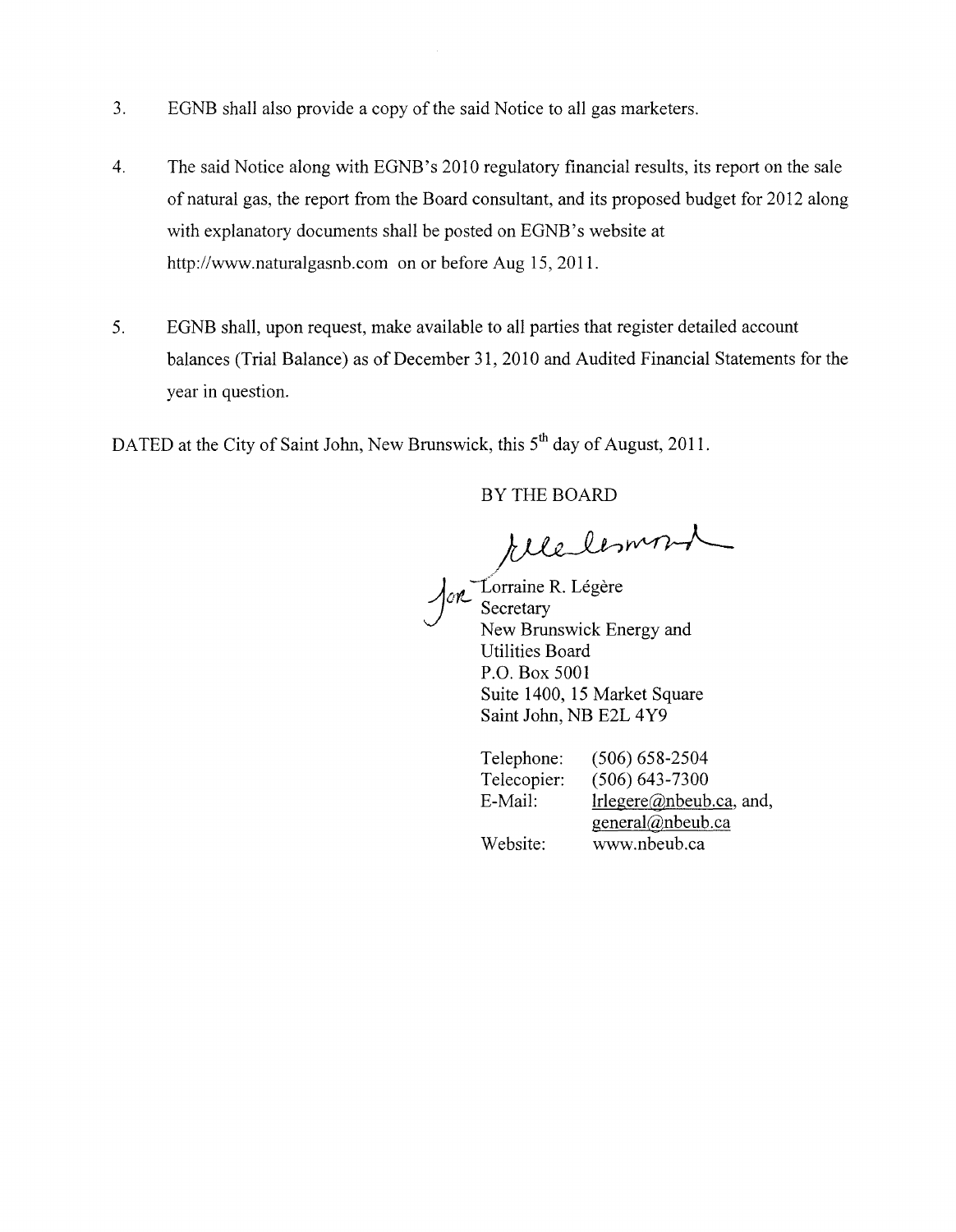3. EGNB shall also provide a copy of the said Notice to all gas marketers.

4. The said Notice along with EGNB's 2010 regulatory financial results, its report on the sale of natural gas, the report from the Board consultant, and its proposed budget for 2012 along with explanatory documents shall be posted on EGNB's website at http://www.naturalgasnb.com on or before Aug 15, 2011.

5. EGNB shall, upon request, make available to all parties that register detailed account balances (Trial Balance) as of December 31, 2010 and Audited Financial Statements for the year in question.

DATED at the City of Saint John, New Brunswick, this 5th day of August, 2011.

BY THE BOARD

for Lorraine R. Légère
Secretary
New Brunswick Energy and
Utilities Board
P.O. Box 5001
Suite 1400, 15 Market Square
Saint John, NB E2L 4Y9

| | |
|---|---|
| Telephone: | (506) 658-2504 |
| Telecopier: | (506) 643-7300 |
| E-Mail: | lrlegere@nbeub.ca, and, general@nbeub.ca |
| Website: | www.nbeub.ca |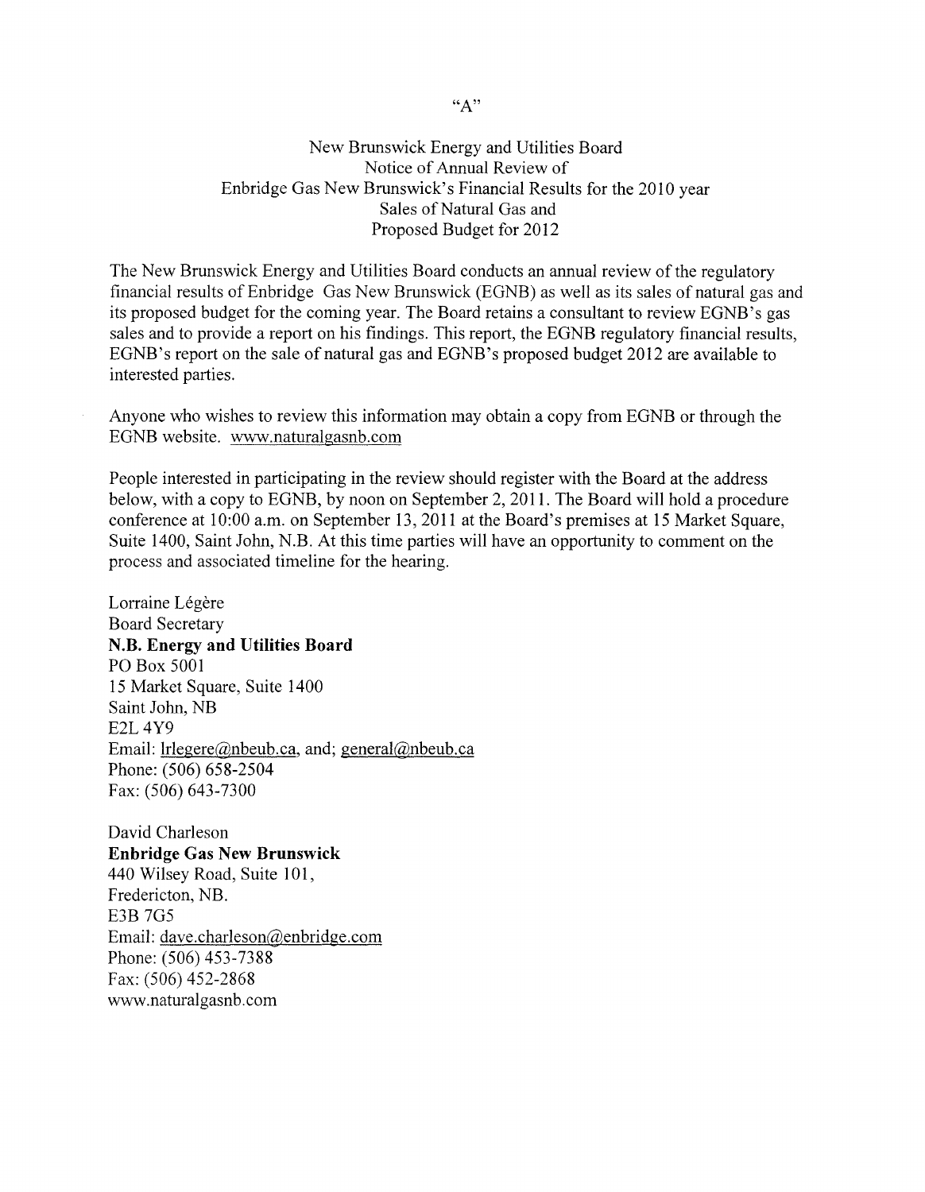"A"

# New Brunswick Energy and Utilities Board
## Notice of Annual Review of
## Enbridge Gas New Brunswick's Financial Results for the 2010 year
## Sales of Natural Gas and
## Proposed Budget for 2012

The New Brunswick Energy and Utilities Board conducts an annual review of the regulatory financial results of Enbridge Gas New Brunswick (EGNB) as well as its sales of natural gas and its proposed budget for the coming year. The Board retains a consultant to review EGNB's gas sales and to provide a report on his findings. This report, the EGNB regulatory financial results, EGNB's report on the sale of natural gas and EGNB's proposed budget 2012 are available to interested parties.

Anyone who wishes to review this information may obtain a copy from EGNB or through the EGNB website. www.naturalgasnb.com

People interested in participating in the review should register with the Board at the address below, with a copy to EGNB, by noon on September 2, 2011. The Board will hold a procedure conference at 10:00 a.m. on September 13, 2011 at the Board's premises at 15 Market Square, Suite 1400, Saint John, N.B. At this time parties will have an opportunity to comment on the process and associated timeline for the hearing.

Lorraine Légère
Board Secretary
**N.B. Energy and Utilities Board**
PO Box 5001
15 Market Square, Suite 1400
Saint John, NB
E2L 4Y9
Email: lrlegere@nbeub.ca, and; general@nbeub.ca
Phone: (506) 658-2504
Fax: (506) 643-7300

David Charleson
**Enbridge Gas New Brunswick**
440 Wilsey Road, Suite 101,
Fredericton, NB.
E3B 7G5
Email: dave.charleson@enbridge.com
Phone: (506) 453-7388
Fax: (506) 452-2868
www.naturalgasnb.com